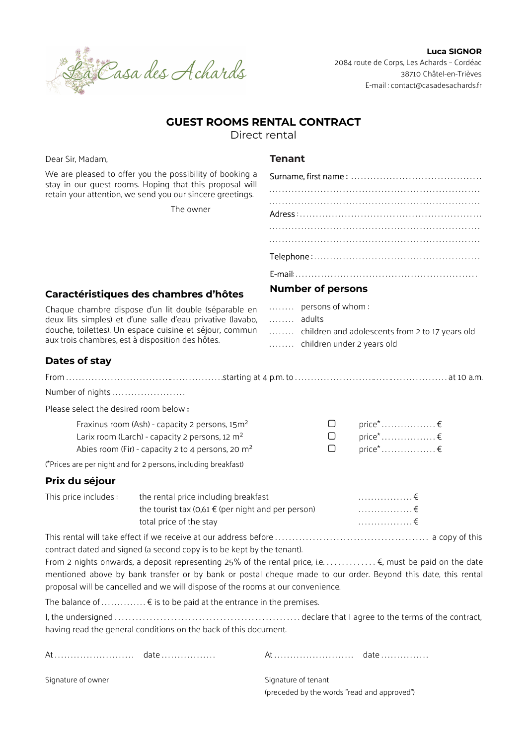La Casa des Achards

**Luca SIGNOR**
2084 route de Corps, Les Achards – Cordéac
38710 Châtel-en-Trièves
E-mail : contact@casadesachards.fr

# GUEST ROOMS RENTAL CONTRACT

Direct rental

Dear Sir, Madam,

We are pleased to offer you the possibility of booking a stay in our guest rooms. Hoping that this proposal will retain your attention, we send you our sincere greetings.

The owner

## Tenant

Surname, first name : ........................................
.................................................................
.................................................................
Adress : ........................................................
.................................................................
.................................................................
Telephone : ....................................................
E-mail: .........................................................

## Caractéristiques des chambres d'hôtes

Chaque chambre dispose d'un lit double (séparable en deux lits simples) et d'une salle d'eau privative (lavabo, douche, toilettes). Un espace cuisine et séjour, commun aux trois chambres, est à disposition des hôtes.

## Number of persons

........ persons of whom :
........ adults
........ children and adolescents from 2 to 17 years old
........ children under 2 years old

## Dates of stay

From .................................................starting at 4 p.m. to ..................................................... at 10 a.m.

Number of nights .......................

Please select the desired room below ::

| | | |
|---|---|---|
| Fraxinus room (Ash) - capacity 2 persons, 15m² | ▢ | price* ................. € |
| Larix room (Larch) - capacity 2 persons, 12 m² | ▢ | price* ................. € |
| Abies room (Fir) - capacity 2 to 4 persons, 20 m² | ▢ | price* ................. € |

(*Prices are per night and for 2 persons, including breakfast)

## Prix du séjour

| | | |
|---|---|---|
| This price includes : | the rental price including breakfast | ................. € |
| | the tourist tax (0,61 € (per night and per person) | ................. € |
| | total price of the stay | ................. € |

This rental will take effect if we receive at our address before ............................................. a copy of this contract dated and signed (a second copy is to be kept by the tenant).

From 2 nights onwards, a deposit representing 25% of the rental price, i.e. .............. €, must be paid on the date mentioned above by bank transfer or by bank or postal cheque made to our order. Beyond this date, this rental proposal will be cancelled and we will dispose of the rooms at our convenience.

The balance of .............. € is to be paid at the entrance in the premises.

I, the undersigned ...................................................... declare that I agree to the terms of the contract, having read the general conditions on the back of this document.

At ......................... date .................

Signature of owner

At ......................... date ..............

Signature of tenant
(preceded by the words "read and approved")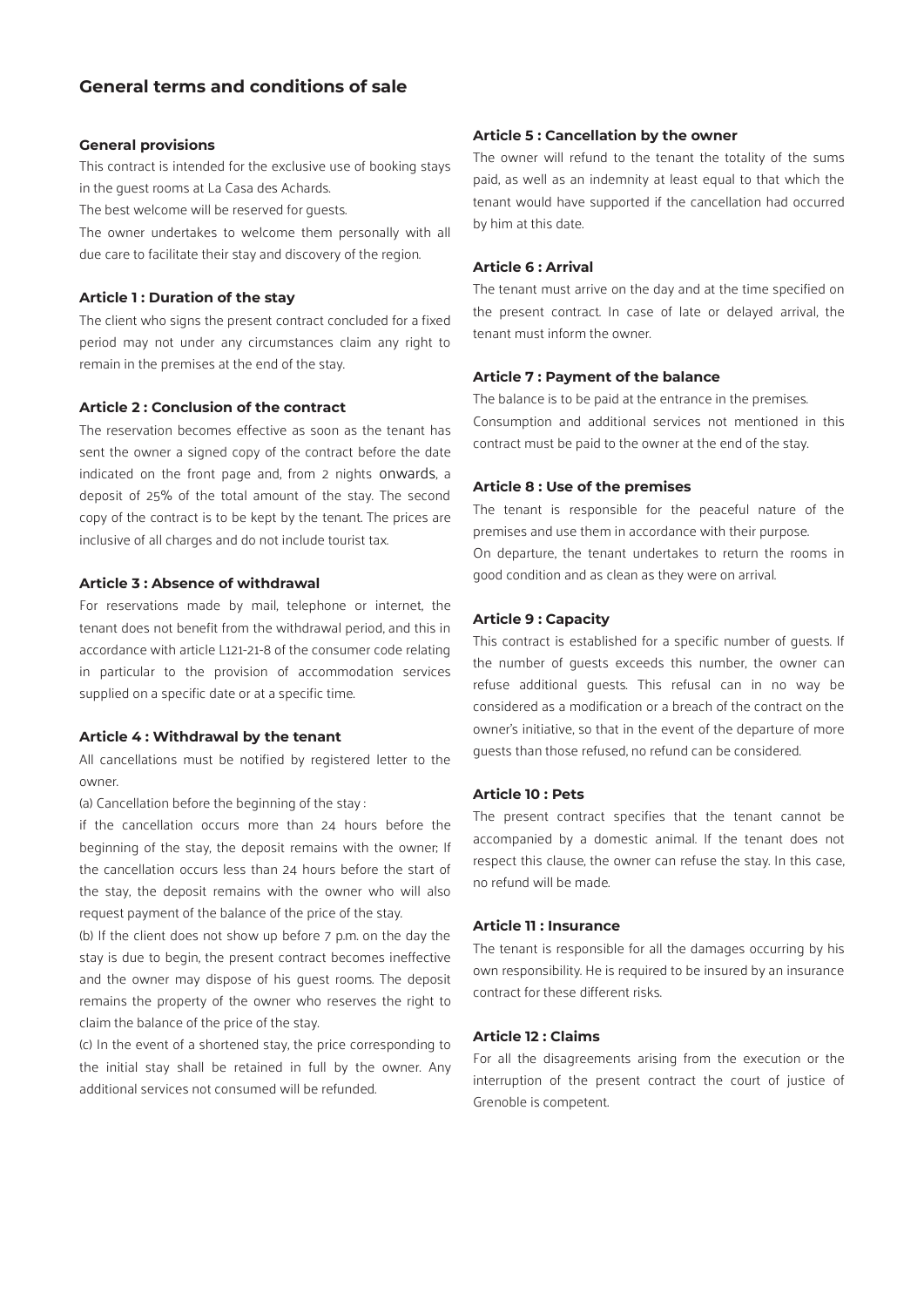# General terms and conditions of sale

### General provisions

This contract is intended for the exclusive use of booking stays in the guest rooms at La Casa des Achards.

The best welcome will be reserved for guests.

The owner undertakes to welcome them personally with all due care to facilitate their stay and discovery of the region.

### Article 1 : Duration of the stay

The client who signs the present contract concluded for a fixed period may not under any circumstances claim any right to remain in the premises at the end of the stay.

### Article 2 : Conclusion of the contract

The reservation becomes effective as soon as the tenant has sent the owner a signed copy of the contract before the date indicated on the front page and, from 2 nights onwards, a deposit of 25% of the total amount of the stay. The second copy of the contract is to be kept by the tenant. The prices are inclusive of all charges and do not include tourist tax.

### Article 3 : Absence of withdrawal

For reservations made by mail, telephone or internet, the tenant does not benefit from the withdrawal period, and this in accordance with article L121-21-8 of the consumer code relating in particular to the provision of accommodation services supplied on a specific date or at a specific time.

### Article 4 : Withdrawal by the tenant

All cancellations must be notified by registered letter to the owner.

(a) Cancellation before the beginning of the stay :

if the cancellation occurs more than 24 hours before the beginning of the stay, the deposit remains with the owner; If the cancellation occurs less than 24 hours before the start of the stay, the deposit remains with the owner who will also request payment of the balance of the price of the stay.

(b) If the client does not show up before 7 p.m. on the day the stay is due to begin, the present contract becomes ineffective and the owner may dispose of his guest rooms. The deposit remains the property of the owner who reserves the right to claim the balance of the price of the stay.

(c) In the event of a shortened stay, the price corresponding to the initial stay shall be retained in full by the owner. Any additional services not consumed will be refunded.

### Article 5 : Cancellation by the owner

The owner will refund to the tenant the totality of the sums paid, as well as an indemnity at least equal to that which the tenant would have supported if the cancellation had occurred by him at this date.

### Article 6 : Arrival

The tenant must arrive on the day and at the time specified on the present contract. In case of late or delayed arrival, the tenant must inform the owner.

### Article 7 : Payment of the balance

The balance is to be paid at the entrance in the premises.

Consumption and additional services not mentioned in this contract must be paid to the owner at the end of the stay.

### Article 8 : Use of the premises

The tenant is responsible for the peaceful nature of the premises and use them in accordance with their purpose.

On departure, the tenant undertakes to return the rooms in good condition and as clean as they were on arrival.

### Article 9 : Capacity

This contract is established for a specific number of guests. If the number of guests exceeds this number, the owner can refuse additional guests. This refusal can in no way be considered as a modification or a breach of the contract on the owner's initiative, so that in the event of the departure of more guests than those refused, no refund can be considered.

### Article 10 : Pets

The present contract specifies that the tenant cannot be accompanied by a domestic animal. If the tenant does not respect this clause, the owner can refuse the stay. In this case, no refund will be made.

### Article 11 : Insurance

The tenant is responsible for all the damages occurring by his own responsibility. He is required to be insured by an insurance contract for these different risks.

### Article 12 : Claims

For all the disagreements arising from the execution or the interruption of the present contract the court of justice of Grenoble is competent.